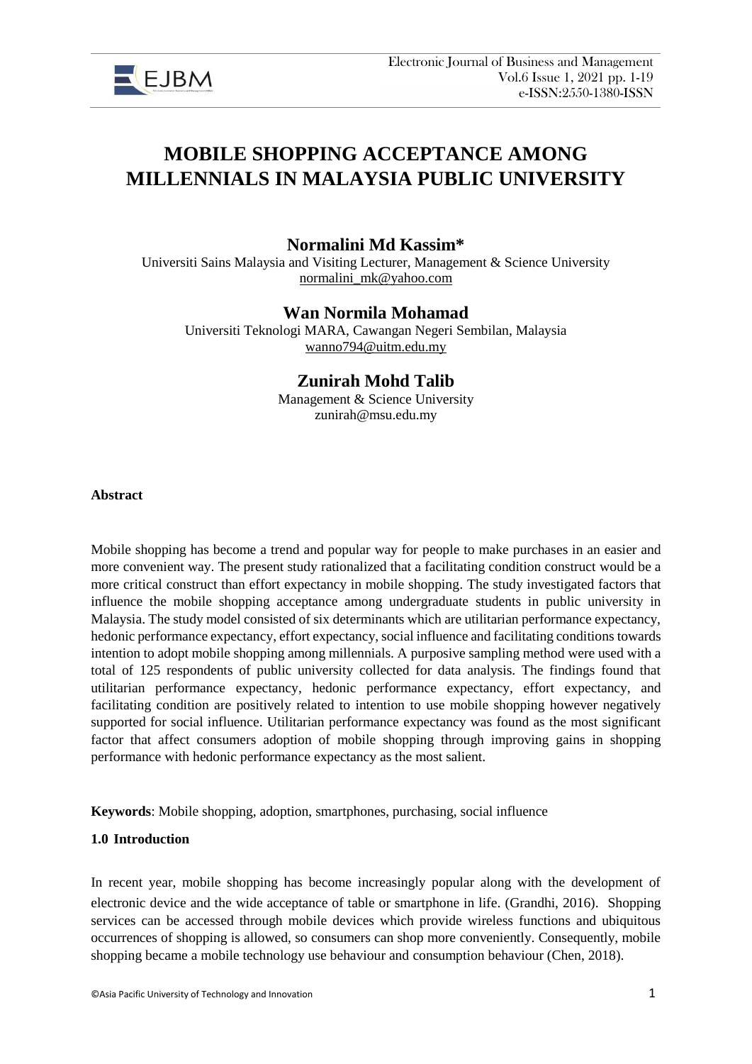# MOBILE SHOPPING ACCEPTANCE AMONG MILLENNIALS IN MALAYSIA PUBLIC UNIVERSITY

**Normalini Md Kassim***

Universiti Sains Malaysia and Visiting Lecturer, Management & Science University
normalini_mk@yahoo.com

**Wan Normila Mohamad**

Universiti Teknologi MARA, Cawangan Negeri Sembilan, Malaysia
wanno794@uitm.edu.my

**Zunirah Mohd Talib**

Management & Science University
zunirah@msu.edu.my

**Abstract**

Mobile shopping has become a trend and popular way for people to make purchases in an easier and more convenient way. The present study rationalized that a facilitating condition construct would be a more critical construct than effort expectancy in mobile shopping. The study investigated factors that influence the mobile shopping acceptance among undergraduate students in public university in Malaysia. The study model consisted of six determinants which are utilitarian performance expectancy, hedonic performance expectancy, effort expectancy, social influence and facilitating conditions towards intention to adopt mobile shopping among millennials. A purposive sampling method were used with a total of 125 respondents of public university collected for data analysis. The findings found that utilitarian performance expectancy, hedonic performance expectancy, effort expectancy, and facilitating condition are positively related to intention to use mobile shopping however negatively supported for social influence. Utilitarian performance expectancy was found as the most significant factor that affect consumers adoption of mobile shopping through improving gains in shopping performance with hedonic performance expectancy as the most salient.

**Keywords**: Mobile shopping, adoption, smartphones, purchasing, social influence

## 1.0 Introduction

In recent year, mobile shopping has become increasingly popular along with the development of electronic device and the wide acceptance of table or smartphone in life. (Grandhi, 2016). Shopping services can be accessed through mobile devices which provide wireless functions and ubiquitous occurrences of shopping is allowed, so consumers can shop more conveniently. Consequently, mobile shopping became a mobile technology use behaviour and consumption behaviour (Chen, 2018).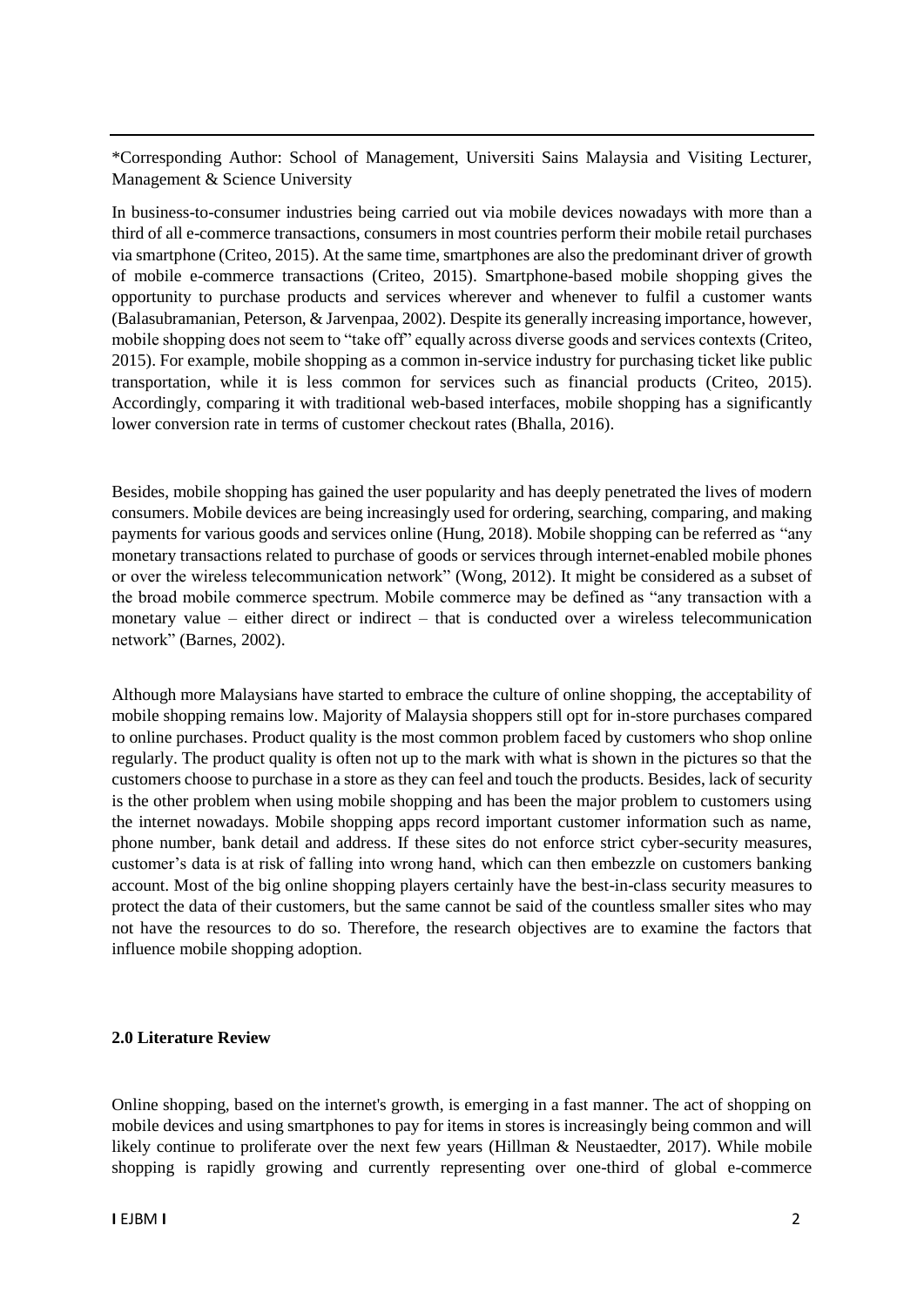\*Corresponding Author: School of Management, Universiti Sains Malaysia and Visiting Lecturer, Management & Science University

In business-to-consumer industries being carried out via mobile devices nowadays with more than a third of all e-commerce transactions, consumers in most countries perform their mobile retail purchases via smartphone (Criteo, 2015). At the same time, smartphones are also the predominant driver of growth of mobile e-commerce transactions (Criteo, 2015). Smartphone-based mobile shopping gives the opportunity to purchase products and services wherever and whenever to fulfil a customer wants (Balasubramanian, Peterson, & Jarvenpaa, 2002). Despite its generally increasing importance, however, mobile shopping does not seem to "take off" equally across diverse goods and services contexts (Criteo, 2015). For example, mobile shopping as a common in-service industry for purchasing ticket like public transportation, while it is less common for services such as financial products (Criteo, 2015). Accordingly, comparing it with traditional web-based interfaces, mobile shopping has a significantly lower conversion rate in terms of customer checkout rates (Bhalla, 2016).

Besides, mobile shopping has gained the user popularity and has deeply penetrated the lives of modern consumers. Mobile devices are being increasingly used for ordering, searching, comparing, and making payments for various goods and services online (Hung, 2018). Mobile shopping can be referred as "any monetary transactions related to purchase of goods or services through internet-enabled mobile phones or over the wireless telecommunication network" (Wong, 2012). It might be considered as a subset of the broad mobile commerce spectrum. Mobile commerce may be defined as "any transaction with a monetary value – either direct or indirect – that is conducted over a wireless telecommunication network" (Barnes, 2002).

Although more Malaysians have started to embrace the culture of online shopping, the acceptability of mobile shopping remains low. Majority of Malaysia shoppers still opt for in-store purchases compared to online purchases. Product quality is the most common problem faced by customers who shop online regularly. The product quality is often not up to the mark with what is shown in the pictures so that the customers choose to purchase in a store as they can feel and touch the products. Besides, lack of security is the other problem when using mobile shopping and has been the major problem to customers using the internet nowadays. Mobile shopping apps record important customer information such as name, phone number, bank detail and address. If these sites do not enforce strict cyber-security measures, customer's data is at risk of falling into wrong hand, which can then embezzle on customers banking account. Most of the big online shopping players certainly have the best-in-class security measures to protect the data of their customers, but the same cannot be said of the countless smaller sites who may not have the resources to do so. Therefore, the research objectives are to examine the factors that influence mobile shopping adoption.

## 2.0 Literature Review

Online shopping, based on the internet's growth, is emerging in a fast manner. The act of shopping on mobile devices and using smartphones to pay for items in stores is increasingly being common and will likely continue to proliferate over the next few years (Hillman & Neustaedter, 2017). While mobile shopping is rapidly growing and currently representing over one-third of global e-commerce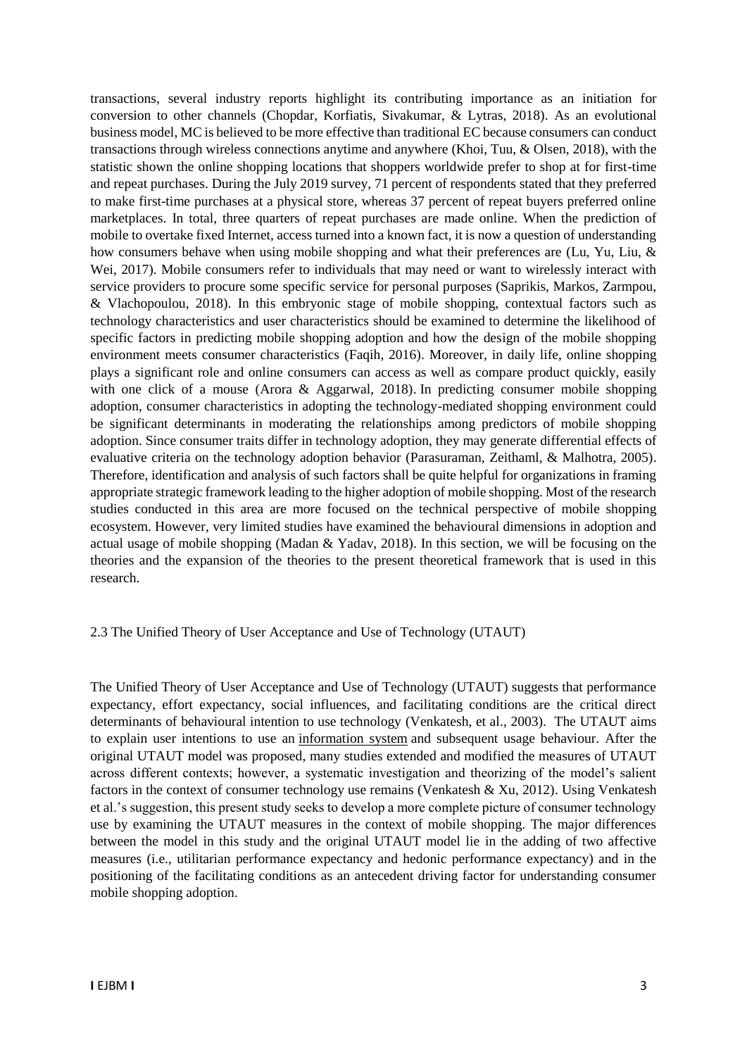transactions, several industry reports highlight its contributing importance as an initiation for conversion to other channels (Chopdar, Korfiatis, Sivakumar, & Lytras, 2018). As an evolutional business model, MC is believed to be more effective than traditional EC because consumers can conduct transactions through wireless connections anytime and anywhere (Khoi, Tuu, & Olsen, 2018), with the statistic shown the online shopping locations that shoppers worldwide prefer to shop at for first-time and repeat purchases. During the July 2019 survey, 71 percent of respondents stated that they preferred to make first-time purchases at a physical store, whereas 37 percent of repeat buyers preferred online marketplaces. In total, three quarters of repeat purchases are made online. When the prediction of mobile to overtake fixed Internet, access turned into a known fact, it is now a question of understanding how consumers behave when using mobile shopping and what their preferences are (Lu, Yu, Liu, & Wei, 2017). Mobile consumers refer to individuals that may need or want to wirelessly interact with service providers to procure some specific service for personal purposes (Saprikis, Markos, Zarmpou, & Vlachopoulou, 2018). In this embryonic stage of mobile shopping, contextual factors such as technology characteristics and user characteristics should be examined to determine the likelihood of specific factors in predicting mobile shopping adoption and how the design of the mobile shopping environment meets consumer characteristics (Faqih, 2016). Moreover, in daily life, online shopping plays a significant role and online consumers can access as well as compare product quickly, easily with one click of a mouse (Arora & Aggarwal, 2018). In predicting consumer mobile shopping adoption, consumer characteristics in adopting the technology-mediated shopping environment could be significant determinants in moderating the relationships among predictors of mobile shopping adoption. Since consumer traits differ in technology adoption, they may generate differential effects of evaluative criteria on the technology adoption behavior (Parasuraman, Zeithaml, & Malhotra, 2005). Therefore, identification and analysis of such factors shall be quite helpful for organizations in framing appropriate strategic framework leading to the higher adoption of mobile shopping. Most of the research studies conducted in this area are more focused on the technical perspective of mobile shopping ecosystem. However, very limited studies have examined the behavioural dimensions in adoption and actual usage of mobile shopping (Madan & Yadav, 2018). In this section, we will be focusing on the theories and the expansion of the theories to the present theoretical framework that is used in this research.

## 2.3 The Unified Theory of User Acceptance and Use of Technology (UTAUT)

The Unified Theory of User Acceptance and Use of Technology (UTAUT) suggests that performance expectancy, effort expectancy, social influences, and facilitating conditions are the critical direct determinants of behavioural intention to use technology (Venkatesh, et al., 2003). The UTAUT aims to explain user intentions to use an information system and subsequent usage behaviour. After the original UTAUT model was proposed, many studies extended and modified the measures of UTAUT across different contexts; however, a systematic investigation and theorizing of the model's salient factors in the context of consumer technology use remains (Venkatesh & Xu, 2012). Using Venkatesh et al.'s suggestion, this present study seeks to develop a more complete picture of consumer technology use by examining the UTAUT measures in the context of mobile shopping. The major differences between the model in this study and the original UTAUT model lie in the adding of two affective measures (i.e., utilitarian performance expectancy and hedonic performance expectancy) and in the positioning of the facilitating conditions as an antecedent driving factor for understanding consumer mobile shopping adoption.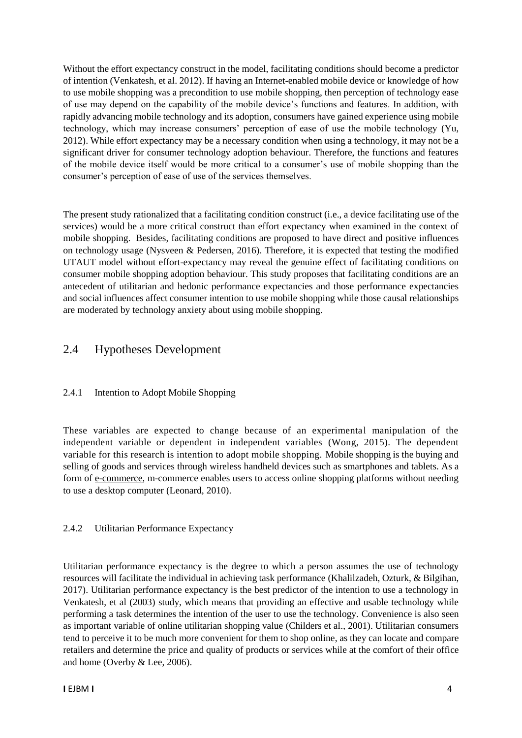Without the effort expectancy construct in the model, facilitating conditions should become a predictor of intention (Venkatesh, et al. 2012). If having an Internet-enabled mobile device or knowledge of how to use mobile shopping was a precondition to use mobile shopping, then perception of technology ease of use may depend on the capability of the mobile device's functions and features. In addition, with rapidly advancing mobile technology and its adoption, consumers have gained experience using mobile technology, which may increase consumers' perception of ease of use the mobile technology (Yu, 2012). While effort expectancy may be a necessary condition when using a technology, it may not be a significant driver for consumer technology adoption behaviour. Therefore, the functions and features of the mobile device itself would be more critical to a consumer's use of mobile shopping than the consumer's perception of ease of use of the services themselves.

The present study rationalized that a facilitating condition construct (i.e., a device facilitating use of the services) would be a more critical construct than effort expectancy when examined in the context of mobile shopping. Besides, facilitating conditions are proposed to have direct and positive influences on technology usage (Nysveen & Pedersen, 2016). Therefore, it is expected that testing the modified UTAUT model without effort-expectancy may reveal the genuine effect of facilitating conditions on consumer mobile shopping adoption behaviour. This study proposes that facilitating conditions are an antecedent of utilitarian and hedonic performance expectancies and those performance expectancies and social influences affect consumer intention to use mobile shopping while those causal relationships are moderated by technology anxiety about using mobile shopping.

## 2.4 Hypotheses Development

### 2.4.1 Intention to Adopt Mobile Shopping

These variables are expected to change because of an experimental manipulation of the independent variable or dependent in independent variables (Wong, 2015). The dependent variable for this research is intention to adopt mobile shopping. Mobile shopping is the buying and selling of goods and services through wireless handheld devices such as smartphones and tablets. As a form of e-commerce, m-commerce enables users to access online shopping platforms without needing to use a desktop computer (Leonard, 2010).

### 2.4.2 Utilitarian Performance Expectancy

Utilitarian performance expectancy is the degree to which a person assumes the use of technology resources will facilitate the individual in achieving task performance (Khalilzadeh, Ozturk, & Bilgihan, 2017). Utilitarian performance expectancy is the best predictor of the intention to use a technology in Venkatesh, et al (2003) study, which means that providing an effective and usable technology while performing a task determines the intention of the user to use the technology. Convenience is also seen as important variable of online utilitarian shopping value (Childers et al., 2001). Utilitarian consumers tend to perceive it to be much more convenient for them to shop online, as they can locate and compare retailers and determine the price and quality of products or services while at the comfort of their office and home (Overby & Lee, 2006).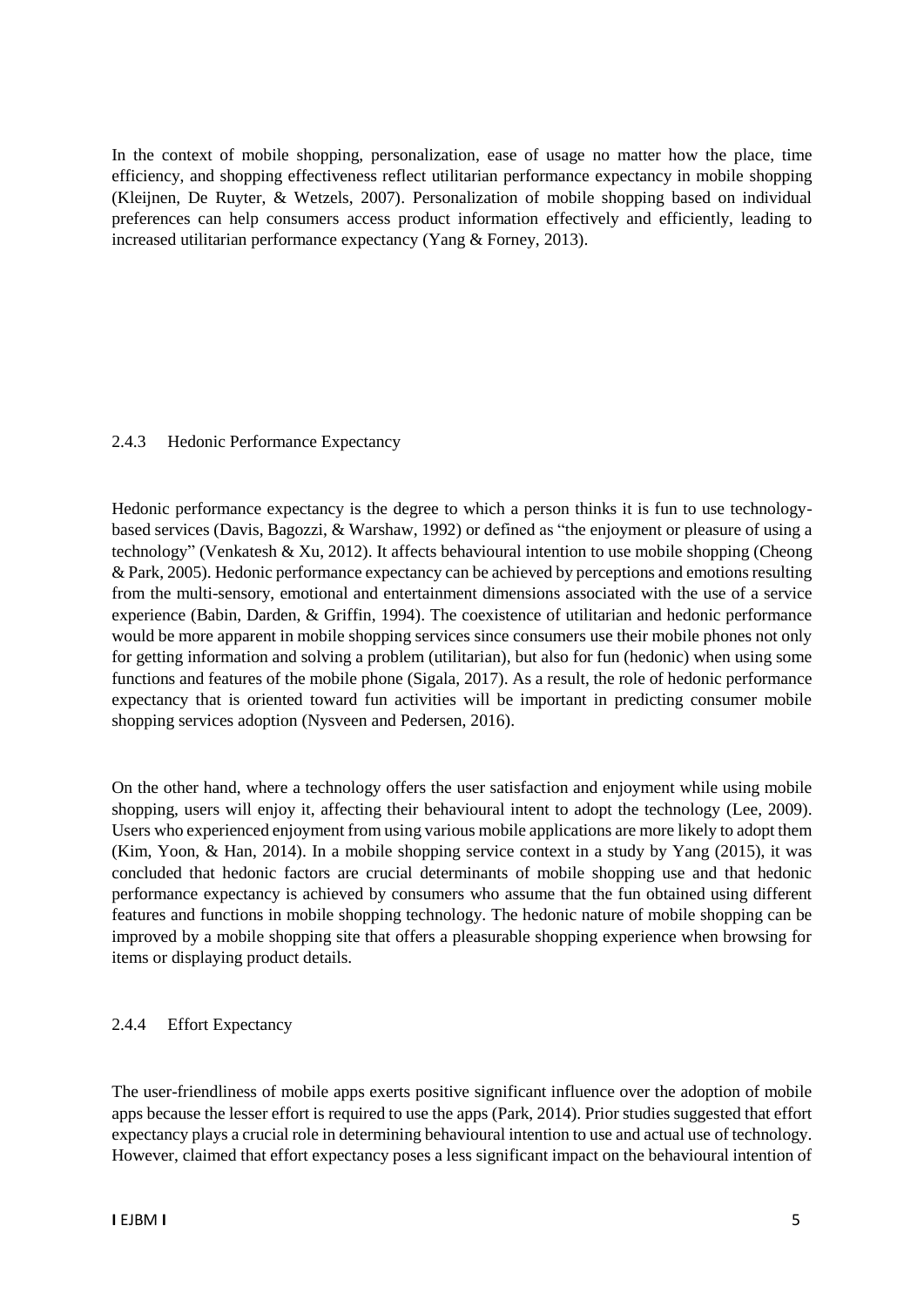In the context of mobile shopping, personalization, ease of usage no matter how the place, time efficiency, and shopping effectiveness reflect utilitarian performance expectancy in mobile shopping (Kleijnen, De Ruyter, & Wetzels, 2007). Personalization of mobile shopping based on individual preferences can help consumers access product information effectively and efficiently, leading to increased utilitarian performance expectancy (Yang & Forney, 2013).

### 2.4.3 Hedonic Performance Expectancy

Hedonic performance expectancy is the degree to which a person thinks it is fun to use technology-based services (Davis, Bagozzi, & Warshaw, 1992) or defined as "the enjoyment or pleasure of using a technology" (Venkatesh & Xu, 2012). It affects behavioural intention to use mobile shopping (Cheong & Park, 2005). Hedonic performance expectancy can be achieved by perceptions and emotions resulting from the multi-sensory, emotional and entertainment dimensions associated with the use of a service experience (Babin, Darden, & Griffin, 1994). The coexistence of utilitarian and hedonic performance would be more apparent in mobile shopping services since consumers use their mobile phones not only for getting information and solving a problem (utilitarian), but also for fun (hedonic) when using some functions and features of the mobile phone (Sigala, 2017). As a result, the role of hedonic performance expectancy that is oriented toward fun activities will be important in predicting consumer mobile shopping services adoption (Nysveen and Pedersen, 2016).

On the other hand, where a technology offers the user satisfaction and enjoyment while using mobile shopping, users will enjoy it, affecting their behavioural intent to adopt the technology (Lee, 2009). Users who experienced enjoyment from using various mobile applications are more likely to adopt them (Kim, Yoon, & Han, 2014). In a mobile shopping service context in a study by Yang (2015), it was concluded that hedonic factors are crucial determinants of mobile shopping use and that hedonic performance expectancy is achieved by consumers who assume that the fun obtained using different features and functions in mobile shopping technology. The hedonic nature of mobile shopping can be improved by a mobile shopping site that offers a pleasurable shopping experience when browsing for items or displaying product details.

### 2.4.4 Effort Expectancy

The user-friendliness of mobile apps exerts positive significant influence over the adoption of mobile apps because the lesser effort is required to use the apps (Park, 2014). Prior studies suggested that effort expectancy plays a crucial role in determining behavioural intention to use and actual use of technology. However, claimed that effort expectancy poses a less significant impact on the behavioural intention of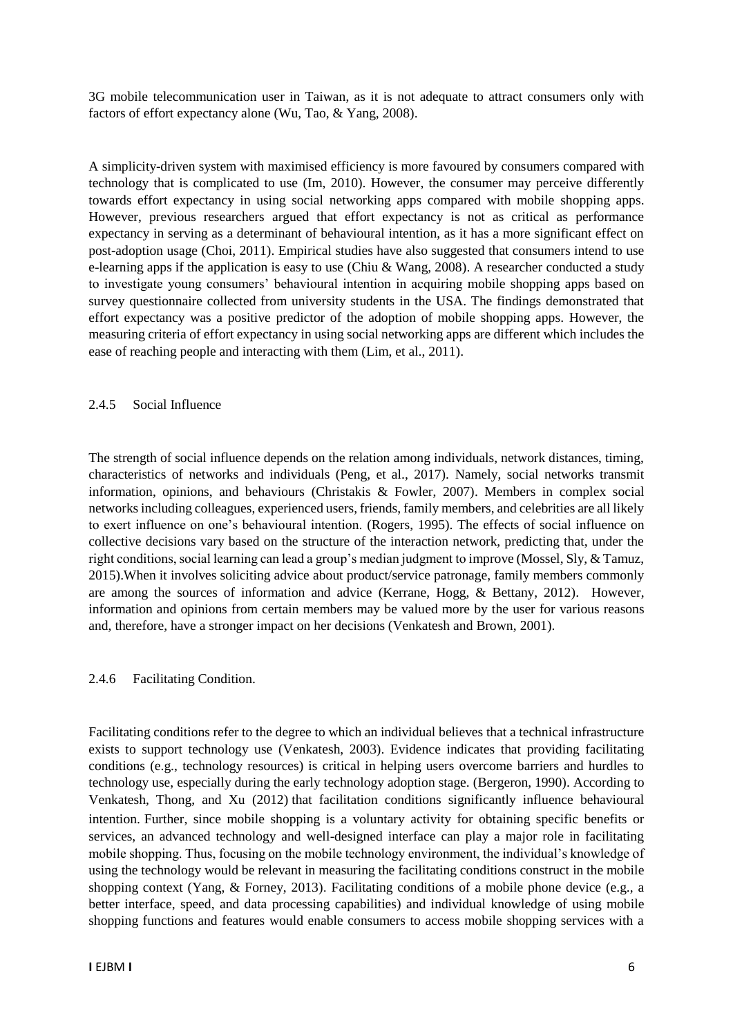3G mobile telecommunication user in Taiwan, as it is not adequate to attract consumers only with factors of effort expectancy alone (Wu, Tao, & Yang, 2008).

A simplicity-driven system with maximised efficiency is more favoured by consumers compared with technology that is complicated to use (Im, 2010). However, the consumer may perceive differently towards effort expectancy in using social networking apps compared with mobile shopping apps. However, previous researchers argued that effort expectancy is not as critical as performance expectancy in serving as a determinant of behavioural intention, as it has a more significant effect on post-adoption usage (Choi, 2011). Empirical studies have also suggested that consumers intend to use e-learning apps if the application is easy to use (Chiu & Wang, 2008). A researcher conducted a study to investigate young consumers' behavioural intention in acquiring mobile shopping apps based on survey questionnaire collected from university students in the USA. The findings demonstrated that effort expectancy was a positive predictor of the adoption of mobile shopping apps. However, the measuring criteria of effort expectancy in using social networking apps are different which includes the ease of reaching people and interacting with them (Lim, et al., 2011).

### 2.4.5 Social Influence

The strength of social influence depends on the relation among individuals, network distances, timing, characteristics of networks and individuals (Peng, et al., 2017). Namely, social networks transmit information, opinions, and behaviours (Christakis & Fowler, 2007). Members in complex social networks including colleagues, experienced users, friends, family members, and celebrities are all likely to exert influence on one's behavioural intention. (Rogers, 1995). The effects of social influence on collective decisions vary based on the structure of the interaction network, predicting that, under the right conditions, social learning can lead a group's median judgment to improve (Mossel, Sly, & Tamuz, 2015).When it involves soliciting advice about product/service patronage, family members commonly are among the sources of information and advice (Kerrane, Hogg, & Bettany, 2012). However, information and opinions from certain members may be valued more by the user for various reasons and, therefore, have a stronger impact on her decisions (Venkatesh and Brown, 2001).

### 2.4.6 Facilitating Condition.

Facilitating conditions refer to the degree to which an individual believes that a technical infrastructure exists to support technology use (Venkatesh, 2003). Evidence indicates that providing facilitating conditions (e.g., technology resources) is critical in helping users overcome barriers and hurdles to technology use, especially during the early technology adoption stage. (Bergeron, 1990). According to Venkatesh, Thong, and Xu (2012) that facilitation conditions significantly influence behavioural intention. Further, since mobile shopping is a voluntary activity for obtaining specific benefits or services, an advanced technology and well-designed interface can play a major role in facilitating mobile shopping. Thus, focusing on the mobile technology environment, the individual's knowledge of using the technology would be relevant in measuring the facilitating conditions construct in the mobile shopping context (Yang, & Forney, 2013). Facilitating conditions of a mobile phone device (e.g., a better interface, speed, and data processing capabilities) and individual knowledge of using mobile shopping functions and features would enable consumers to access mobile shopping services with a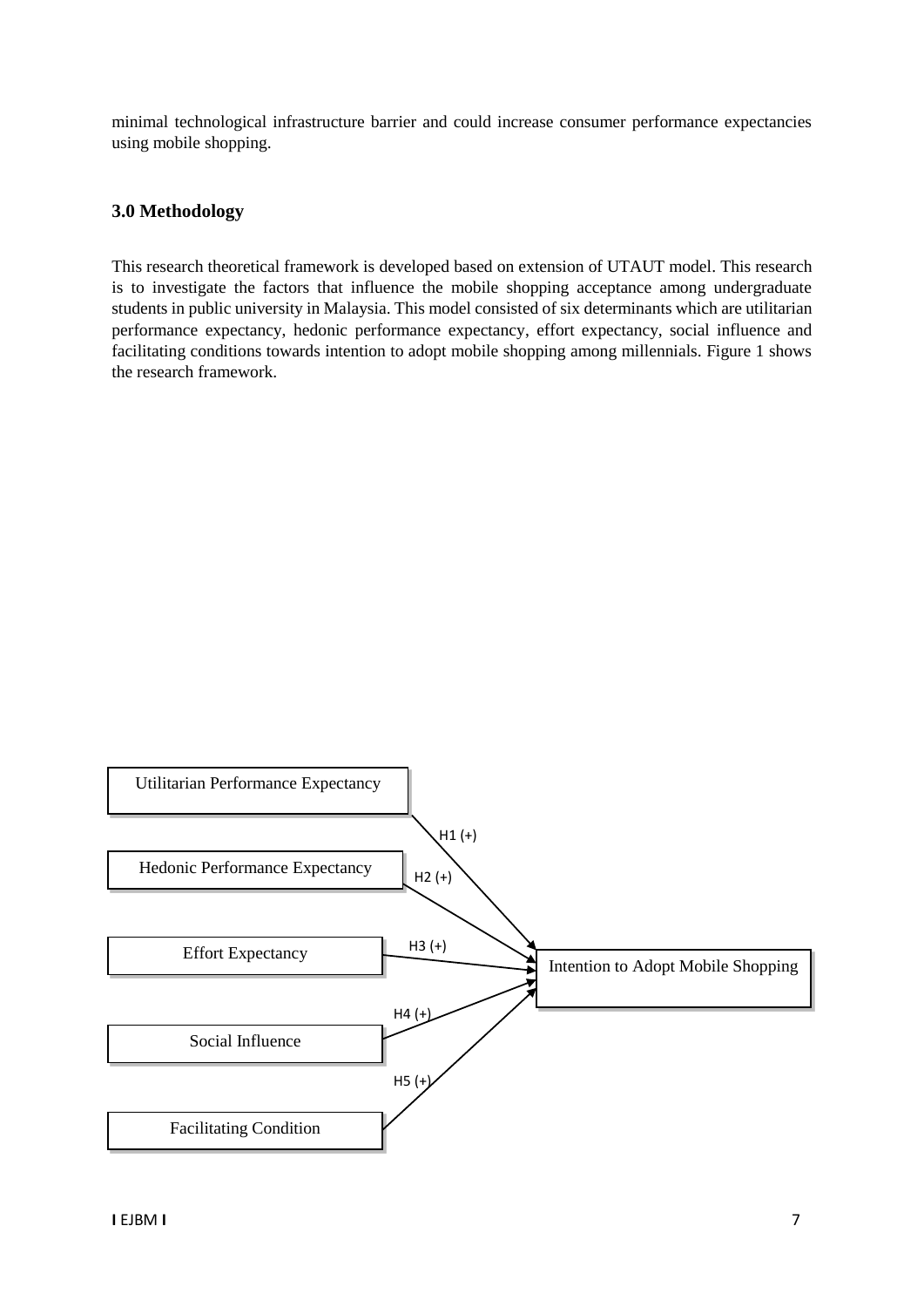minimal technological infrastructure barrier and could increase consumer performance expectancies using mobile shopping.

## 3.0 Methodology

This research theoretical framework is developed based on extension of UTAUT model. This research is to investigate the factors that influence the mobile shopping acceptance among undergraduate students in public university in Malaysia. This model consisted of six determinants which are utilitarian performance expectancy, hedonic performance expectancy, effort expectancy, social influence and facilitating conditions towards intention to adopt mobile shopping among millennials. Figure 1 shows the research framework.

Utilitarian Performance Expectancy

Hedonic Performance Expectancy

Effort Expectancy

Social Influence

Facilitating Condition

H1 (+)

H2 (+)

H3 (+)

H4 (+)

H5 (+)

Intention to Adopt Mobile Shopping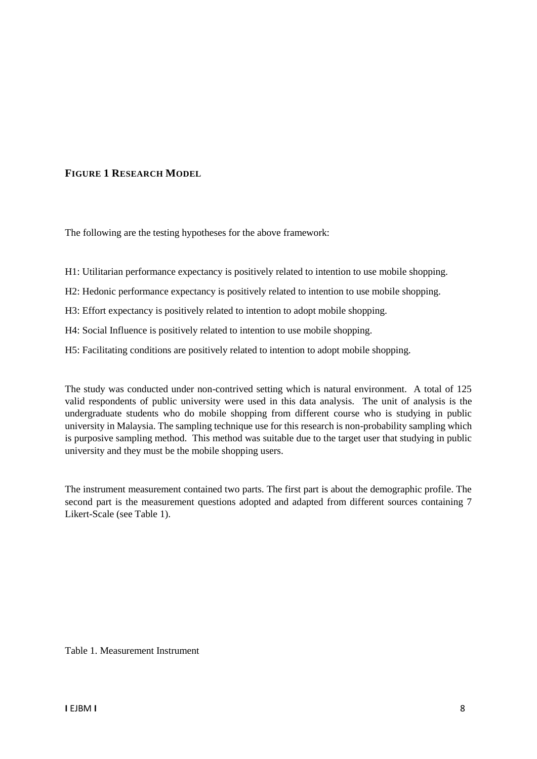**FIGURE 1 RESEARCH MODEL**

The following are the testing hypotheses for the above framework:

H1: Utilitarian performance expectancy is positively related to intention to use mobile shopping.

H2: Hedonic performance expectancy is positively related to intention to use mobile shopping.

H3: Effort expectancy is positively related to intention to adopt mobile shopping.

H4: Social Influence is positively related to intention to use mobile shopping.

H5: Facilitating conditions are positively related to intention to adopt mobile shopping.

The study was conducted under non-contrived setting which is natural environment. A total of 125 valid respondents of public university were used in this data analysis. The unit of analysis is the undergraduate students who do mobile shopping from different course who is studying in public university in Malaysia. The sampling technique use for this research is non-probability sampling which is purposive sampling method. This method was suitable due to the target user that studying in public university and they must be the mobile shopping users.

The instrument measurement contained two parts. The first part is about the demographic profile. The second part is the measurement questions adopted and adapted from different sources containing 7 Likert-Scale (see Table 1).

Table 1. Measurement Instrument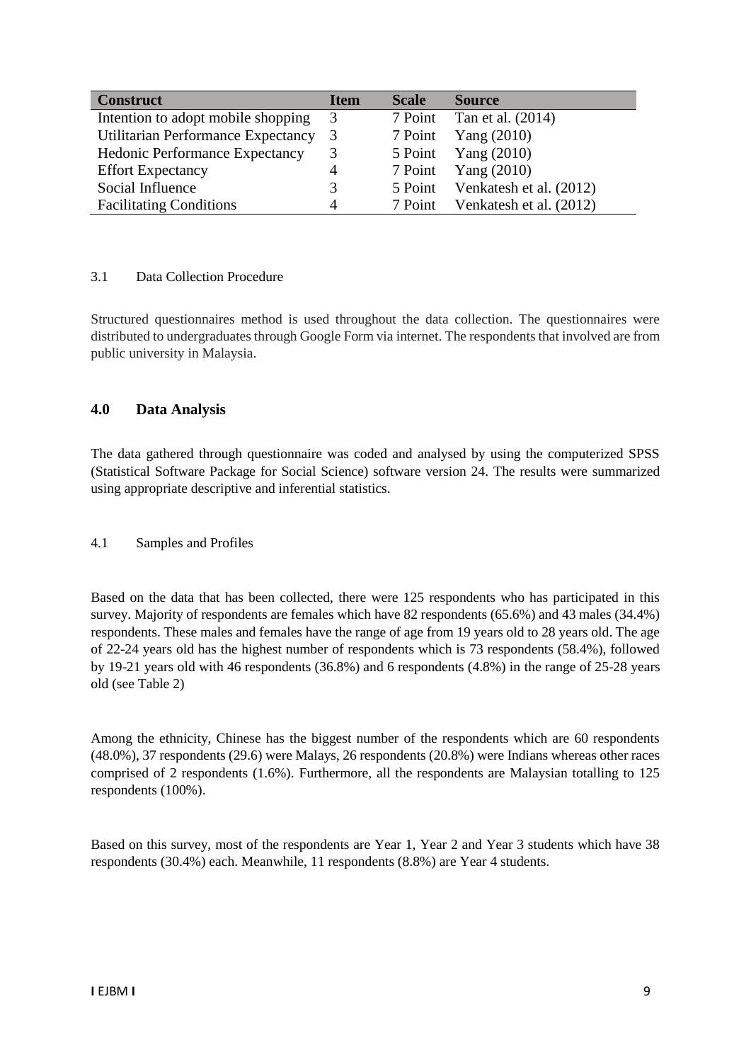| Construct | Item | Scale | Source |
| --- | --- | --- | --- |
| Intention to adopt mobile shopping | 3 | 7 Point | Tan et al. (2014) |
| Utilitarian Performance Expectancy | 3 | 7 Point | Yang (2010) |
| Hedonic Performance Expectancy | 3 | 5 Point | Yang (2010) |
| Effort Expectancy | 4 | 7 Point | Yang (2010) |
| Social Influence | 3 | 5 Point | Venkatesh et al. (2012) |
| Facilitating Conditions | 4 | 7 Point | Venkatesh et al. (2012) |

### 3.1 Data Collection Procedure

Structured questionnaires method is used throughout the data collection. The questionnaires were distributed to undergraduates through Google Form via internet. The respondents that involved are from public university in Malaysia.

## 4.0 Data Analysis

The data gathered through questionnaire was coded and analysed by using the computerized SPSS (Statistical Software Package for Social Science) software version 24. The results were summarized using appropriate descriptive and inferential statistics.

### 4.1 Samples and Profiles

Based on the data that has been collected, there were 125 respondents who has participated in this survey. Majority of respondents are females which have 82 respondents (65.6%) and 43 males (34.4%) respondents. These males and females have the range of age from 19 years old to 28 years old. The age of 22-24 years old has the highest number of respondents which is 73 respondents (58.4%), followed by 19-21 years old with 46 respondents (36.8%) and 6 respondents (4.8%) in the range of 25-28 years old (see Table 2)

Among the ethnicity, Chinese has the biggest number of the respondents which are 60 respondents (48.0%), 37 respondents (29.6) were Malays, 26 respondents (20.8%) were Indians whereas other races comprised of 2 respondents (1.6%). Furthermore, all the respondents are Malaysian totalling to 125 respondents (100%).

Based on this survey, most of the respondents are Year 1, Year 2 and Year 3 students which have 38 respondents (30.4%) each. Meanwhile, 11 respondents (8.8%) are Year 4 students.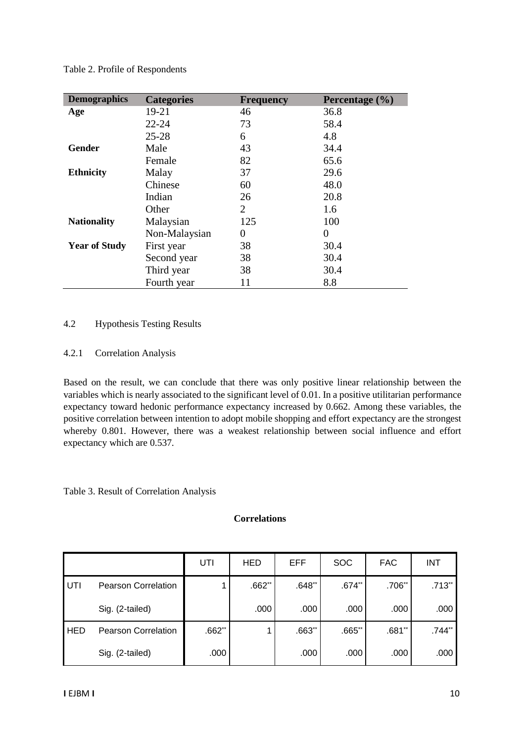Table 2. Profile of Respondents

| Demographics | Categories | Frequency | Percentage (%) |
|---|---|---|---|
| **Age** | 19-21 | 46 | 36.8 |
| | 22-24 | 73 | 58.4 |
| | 25-28 | 6 | 4.8 |
| **Gender** | Male | 43 | 34.4 |
| | Female | 82 | 65.6 |
| **Ethnicity** | Malay | 37 | 29.6 |
| | Chinese | 60 | 48.0 |
| | Indian | 26 | 20.8 |
| | Other | 2 | 1.6 |
| **Nationality** | Malaysian | 125 | 100 |
| | Non-Malaysian | 0 | 0 |
| **Year of Study** | First year | 38 | 30.4 |
| | Second year | 38 | 30.4 |
| | Third year | 38 | 30.4 |
| | Fourth year | 11 | 8.8 |

## 4.2 Hypothesis Testing Results

### 4.2.1 Correlation Analysis

Based on the result, we can conclude that there was only positive linear relationship between the variables which is nearly associated to the significant level of 0.01. In a positive utilitarian performance expectancy toward hedonic performance expectancy increased by 0.662. Among these variables, the positive correlation between intention to adopt mobile shopping and effort expectancy are the strongest whereby 0.801. However, there was a weakest relationship between social influence and effort expectancy which are 0.537.

Table 3. Result of Correlation Analysis

**Correlations**

| | | UTI | HED | EFF | SOC | FAC | INT |
|---|---|---|---|---|---|---|---|
| UTI | Pearson Correlation | 1 | .662** | .648** | .674** | .706** | .713** |
| | Sig. (2-tailed) | | .000 | .000 | .000 | .000 | .000 |
| HED | Pearson Correlation | .662** | 1 | .663** | .665** | .681** | .744** |
| | Sig. (2-tailed) | .000 | | .000 | .000 | .000 | .000 |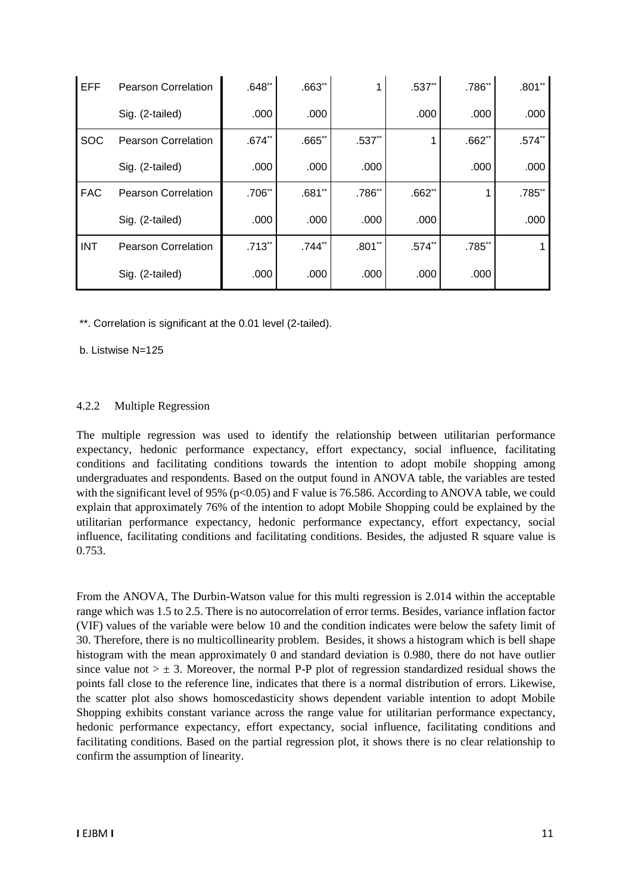| | | | | | | | |
|---|---|---|---|---|---|---|---|
| EFF | Pearson Correlation | .648** | .663** | 1 | .537** | .786** | .801** |
| | Sig. (2-tailed) | .000 | .000 | | .000 | .000 | .000 |
| SOC | Pearson Correlation | .674** | .665** | .537** | 1 | .662** | .574** |
| | Sig. (2-tailed) | .000 | .000 | .000 | | .000 | .000 |
| FAC | Pearson Correlation | .706** | .681** | .786** | .662** | 1 | .785** |
| | Sig. (2-tailed) | .000 | .000 | .000 | .000 | | .000 |
| INT | Pearson Correlation | .713** | .744** | .801** | .574** | .785** | 1 |
| | Sig. (2-tailed) | .000 | .000 | .000 | .000 | .000 | |

**. Correlation is significant at the 0.01 level (2-tailed).

b. Listwise N=125

### 4.2.2 Multiple Regression

The multiple regression was used to identify the relationship between utilitarian performance expectancy, hedonic performance expectancy, effort expectancy, social influence, facilitating conditions and facilitating conditions towards the intention to adopt mobile shopping among undergraduates and respondents. Based on the output found in ANOVA table, the variables are tested with the significant level of 95% ($p<0.05$) and F value is 76.586. According to ANOVA table, we could explain that approximately 76% of the intention to adopt Mobile Shopping could be explained by the utilitarian performance expectancy, hedonic performance expectancy, effort expectancy, social influence, facilitating conditions and facilitating conditions. Besides, the adjusted R square value is 0.753.

From the ANOVA, The Durbin-Watson value for this multi regression is 2.014 within the acceptable range which was 1.5 to 2.5. There is no autocorrelation of error terms. Besides, variance inflation factor (VIF) values of the variable were below 10 and the condition indicates were below the safety limit of 30. Therefore, there is no multicollinearity problem. Besides, it shows a histogram which is bell shape histogram with the mean approximately 0 and standard deviation is 0.980, there do not have outlier since value not $> \pm 3$. Moreover, the normal P-P plot of regression standardized residual shows the points fall close to the reference line, indicates that there is a normal distribution of errors. Likewise, the scatter plot also shows homoscedasticity shows dependent variable intention to adopt Mobile Shopping exhibits constant variance across the range value for utilitarian performance expectancy, hedonic performance expectancy, effort expectancy, social influence, facilitating conditions and facilitating conditions. Based on the partial regression plot, it shows there is no clear relationship to confirm the assumption of linearity.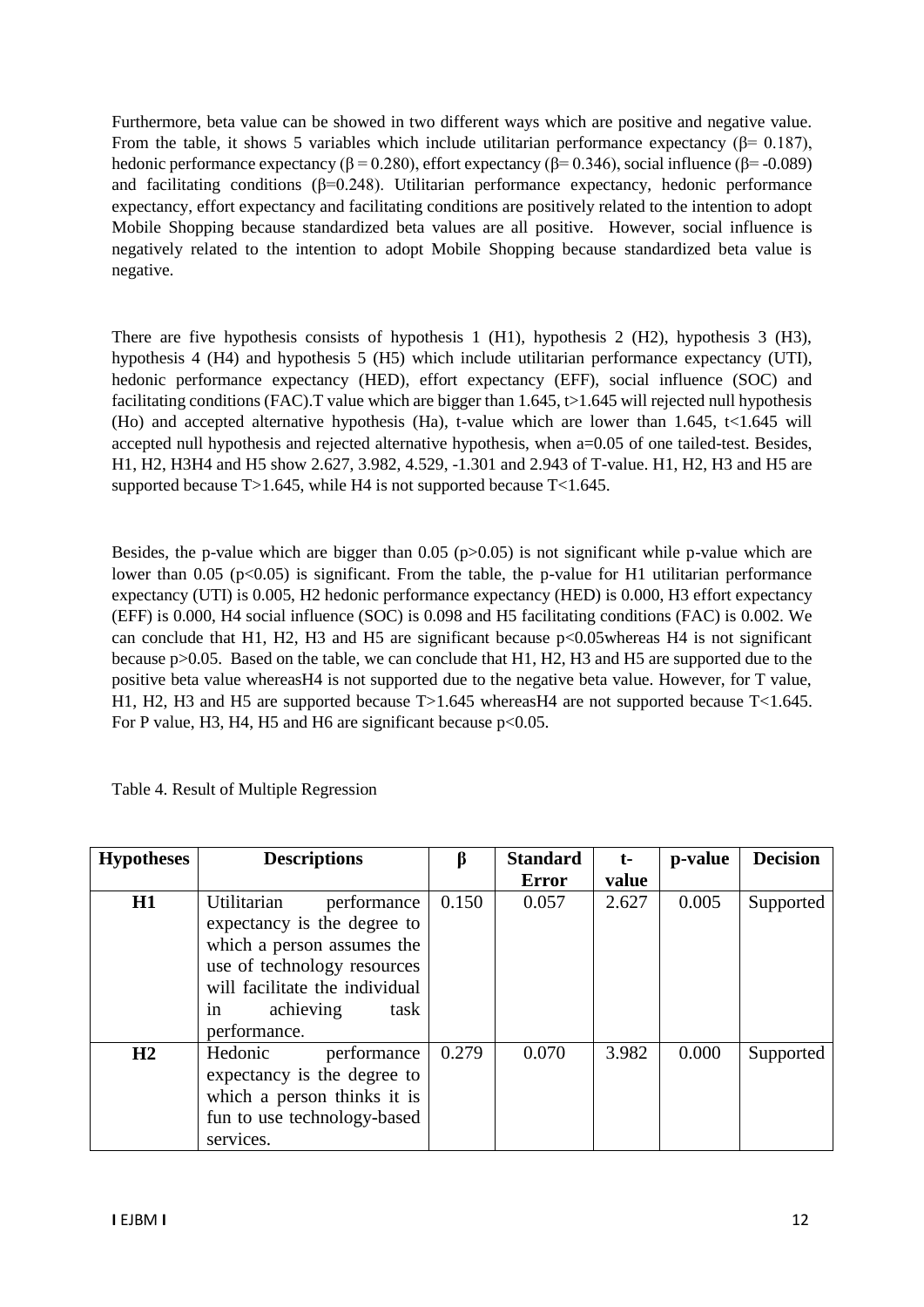Furthermore, beta value can be showed in two different ways which are positive and negative value. From the table, it shows 5 variables which include utilitarian performance expectancy (β= 0.187), hedonic performance expectancy (β = 0.280), effort expectancy (β= 0.346), social influence (β= -0.089) and facilitating conditions (β=0.248). Utilitarian performance expectancy, hedonic performance expectancy, effort expectancy and facilitating conditions are positively related to the intention to adopt Mobile Shopping because standardized beta values are all positive. However, social influence is negatively related to the intention to adopt Mobile Shopping because standardized beta value is negative.

There are five hypothesis consists of hypothesis 1 (H1), hypothesis 2 (H2), hypothesis 3 (H3), hypothesis 4 (H4) and hypothesis 5 (H5) which include utilitarian performance expectancy (UTI), hedonic performance expectancy (HED), effort expectancy (EFF), social influence (SOC) and facilitating conditions (FAC).T value which are bigger than 1.645, t>1.645 will rejected null hypothesis (Ho) and accepted alternative hypothesis (Ha), t-value which are lower than 1.645, t<1.645 will accepted null hypothesis and rejected alternative hypothesis, when a=0.05 of one tailed-test. Besides, H1, H2, H3H4 and H5 show 2.627, 3.982, 4.529, -1.301 and 2.943 of T-value. H1, H2, H3 and H5 are supported because T>1.645, while H4 is not supported because T<1.645.

Besides, the p-value which are bigger than 0.05 (p>0.05) is not significant while p-value which are lower than 0.05 (p<0.05) is significant. From the table, the p-value for H1 utilitarian performance expectancy (UTI) is 0.005, H2 hedonic performance expectancy (HED) is 0.000, H3 effort expectancy (EFF) is 0.000, H4 social influence (SOC) is 0.098 and H5 facilitating conditions (FAC) is 0.002. We can conclude that H1, H2, H3 and H5 are significant because p<0.05whereas H4 is not significant because p>0.05. Based on the table, we can conclude that H1, H2, H3 and H5 are supported due to the positive beta value whereasH4 is not supported due to the negative beta value. However, for T value, H1, H2, H3 and H5 are supported because T>1.645 whereasH4 are not supported because T<1.645. For P value, H3, H4, H5 and H6 are significant because p<0.05.

Table 4. Result of Multiple Regression

| Hypotheses | Descriptions | β | Standard Error | t-value | p-value | Decision |
|---|---|---|---|---|---|---|
| **H1** | Utilitarian performance expectancy is the degree to which a person assumes the use of technology resources will facilitate the individual in achieving task performance. | 0.150 | 0.057 | 2.627 | 0.005 | Supported |
| **H2** | Hedonic performance expectancy is the degree to which a person thinks it is fun to use technology-based services. | 0.279 | 0.070 | 3.982 | 0.000 | Supported |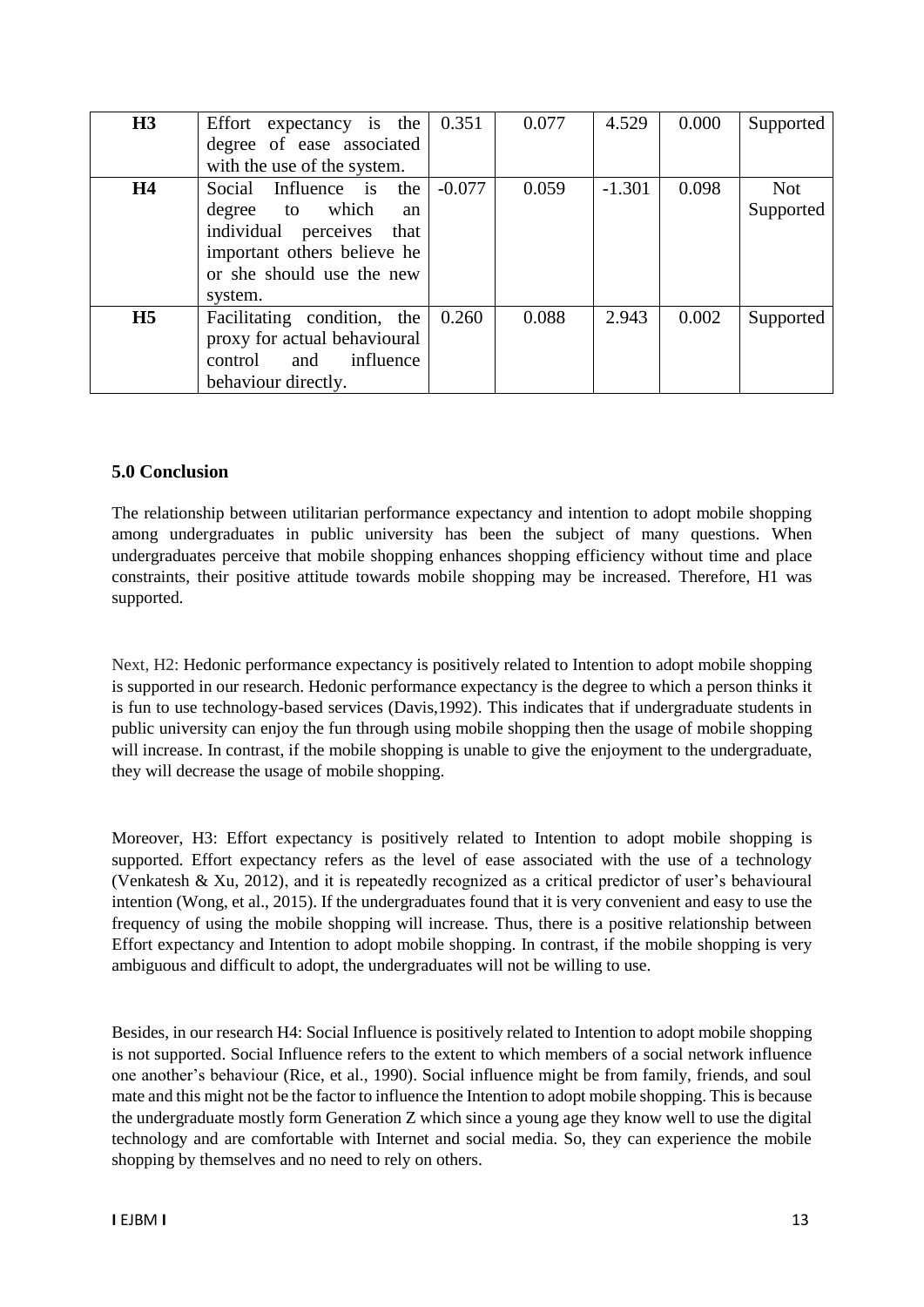| H3 | Effort expectancy is the degree of ease associated with the use of the system. | 0.351 | 0.077 | 4.529 | 0.000 | Supported |
|---|---|---|---|---|---|---|
| H4 | Social Influence is the degree to which an individual perceives that important others believe he or she should use the new system. | -0.077 | 0.059 | -1.301 | 0.098 | Not Supported |
| H5 | Facilitating condition, the proxy for actual behavioural control and influence behaviour directly. | 0.260 | 0.088 | 2.943 | 0.002 | Supported |

## 5.0 Conclusion

The relationship between utilitarian performance expectancy and intention to adopt mobile shopping among undergraduates in public university has been the subject of many questions. When undergraduates perceive that mobile shopping enhances shopping efficiency without time and place constraints, their positive attitude towards mobile shopping may be increased. Therefore, H1 was supported.

Next, H2: Hedonic performance expectancy is positively related to Intention to adopt mobile shopping is supported in our research. Hedonic performance expectancy is the degree to which a person thinks it is fun to use technology-based services (Davis,1992). This indicates that if undergraduate students in public university can enjoy the fun through using mobile shopping then the usage of mobile shopping will increase. In contrast, if the mobile shopping is unable to give the enjoyment to the undergraduate, they will decrease the usage of mobile shopping.

Moreover, H3: Effort expectancy is positively related to Intention to adopt mobile shopping is supported. Effort expectancy refers as the level of ease associated with the use of a technology (Venkatesh & Xu, 2012), and it is repeatedly recognized as a critical predictor of user's behavioural intention (Wong, et al., 2015). If the undergraduates found that it is very convenient and easy to use the frequency of using the mobile shopping will increase. Thus, there is a positive relationship between Effort expectancy and Intention to adopt mobile shopping. In contrast, if the mobile shopping is very ambiguous and difficult to adopt, the undergraduates will not be willing to use.

Besides, in our research H4: Social Influence is positively related to Intention to adopt mobile shopping is not supported. Social Influence refers to the extent to which members of a social network influence one another's behaviour (Rice, et al., 1990). Social influence might be from family, friends, and soul mate and this might not be the factor to influence the Intention to adopt mobile shopping. This is because the undergraduate mostly form Generation Z which since a young age they know well to use the digital technology and are comfortable with Internet and social media. So, they can experience the mobile shopping by themselves and no need to rely on others.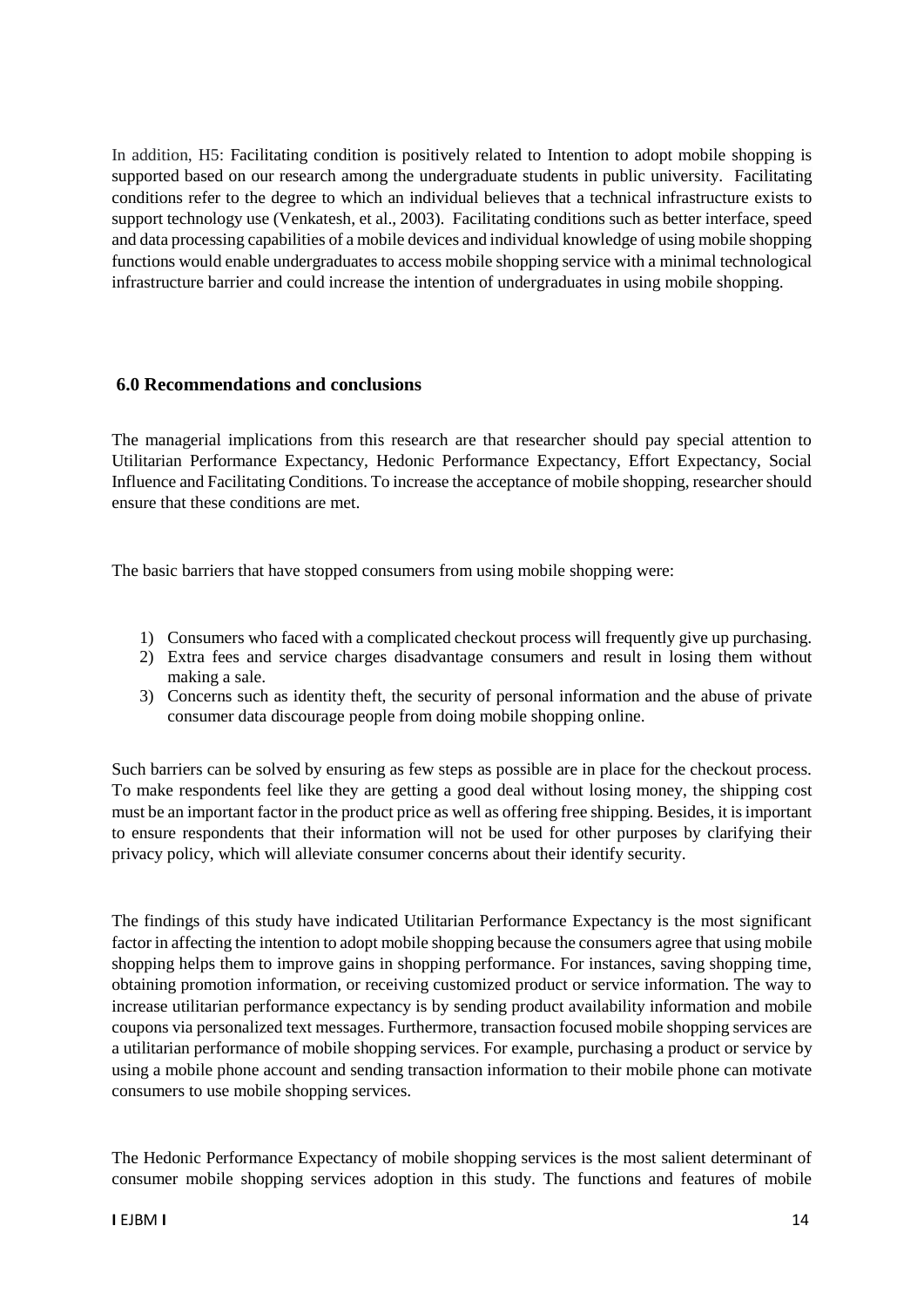In addition, H5: Facilitating condition is positively related to Intention to adopt mobile shopping is supported based on our research among the undergraduate students in public university. Facilitating conditions refer to the degree to which an individual believes that a technical infrastructure exists to support technology use (Venkatesh, et al., 2003). Facilitating conditions such as better interface, speed and data processing capabilities of a mobile devices and individual knowledge of using mobile shopping functions would enable undergraduates to access mobile shopping service with a minimal technological infrastructure barrier and could increase the intention of undergraduates in using mobile shopping.

## 6.0 Recommendations and conclusions

The managerial implications from this research are that researcher should pay special attention to Utilitarian Performance Expectancy, Hedonic Performance Expectancy, Effort Expectancy, Social Influence and Facilitating Conditions. To increase the acceptance of mobile shopping, researcher should ensure that these conditions are met.

The basic barriers that have stopped consumers from using mobile shopping were:

1) Consumers who faced with a complicated checkout process will frequently give up purchasing.
2) Extra fees and service charges disadvantage consumers and result in losing them without making a sale.
3) Concerns such as identity theft, the security of personal information and the abuse of private consumer data discourage people from doing mobile shopping online.

Such barriers can be solved by ensuring as few steps as possible are in place for the checkout process. To make respondents feel like they are getting a good deal without losing money, the shipping cost must be an important factor in the product price as well as offering free shipping. Besides, it is important to ensure respondents that their information will not be used for other purposes by clarifying their privacy policy, which will alleviate consumer concerns about their identify security.

The findings of this study have indicated Utilitarian Performance Expectancy is the most significant factor in affecting the intention to adopt mobile shopping because the consumers agree that using mobile shopping helps them to improve gains in shopping performance. For instances, saving shopping time, obtaining promotion information, or receiving customized product or service information. The way to increase utilitarian performance expectancy is by sending product availability information and mobile coupons via personalized text messages. Furthermore, transaction focused mobile shopping services are a utilitarian performance of mobile shopping services. For example, purchasing a product or service by using a mobile phone account and sending transaction information to their mobile phone can motivate consumers to use mobile shopping services.

The Hedonic Performance Expectancy of mobile shopping services is the most salient determinant of consumer mobile shopping services adoption in this study. The functions and features of mobile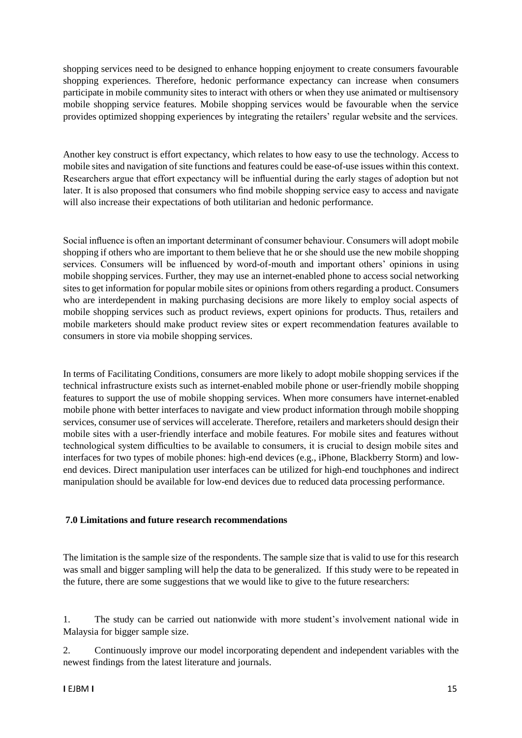shopping services need to be designed to enhance hopping enjoyment to create consumers favourable shopping experiences. Therefore, hedonic performance expectancy can increase when consumers participate in mobile community sites to interact with others or when they use animated or multisensory mobile shopping service features. Mobile shopping services would be favourable when the service provides optimized shopping experiences by integrating the retailers' regular website and the services.

Another key construct is effort expectancy, which relates to how easy to use the technology. Access to mobile sites and navigation of site functions and features could be ease-of-use issues within this context. Researchers argue that effort expectancy will be influential during the early stages of adoption but not later. It is also proposed that consumers who find mobile shopping service easy to access and navigate will also increase their expectations of both utilitarian and hedonic performance.

Social influence is often an important determinant of consumer behaviour. Consumers will adopt mobile shopping if others who are important to them believe that he or she should use the new mobile shopping services. Consumers will be influenced by word-of-mouth and important others' opinions in using mobile shopping services. Further, they may use an internet-enabled phone to access social networking sites to get information for popular mobile sites or opinions from others regarding a product. Consumers who are interdependent in making purchasing decisions are more likely to employ social aspects of mobile shopping services such as product reviews, expert opinions for products. Thus, retailers and mobile marketers should make product review sites or expert recommendation features available to consumers in store via mobile shopping services.

In terms of Facilitating Conditions, consumers are more likely to adopt mobile shopping services if the technical infrastructure exists such as internet-enabled mobile phone or user-friendly mobile shopping features to support the use of mobile shopping services. When more consumers have internet-enabled mobile phone with better interfaces to navigate and view product information through mobile shopping services, consumer use of services will accelerate. Therefore, retailers and marketers should design their mobile sites with a user-friendly interface and mobile features. For mobile sites and features without technological system difficulties to be available to consumers, it is crucial to design mobile sites and interfaces for two types of mobile phones: high-end devices (e.g., iPhone, Blackberry Storm) and low-end devices. Direct manipulation user interfaces can be utilized for high-end touchphones and indirect manipulation should be available for low-end devices due to reduced data processing performance.

## 7.0 Limitations and future research recommendations

The limitation is the sample size of the respondents. The sample size that is valid to use for this research was small and bigger sampling will help the data to be generalized. If this study were to be repeated in the future, there are some suggestions that we would like to give to the future researchers:

1. The study can be carried out nationwide with more student's involvement national wide in Malaysia for bigger sample size.

2. Continuously improve our model incorporating dependent and independent variables with the newest findings from the latest literature and journals.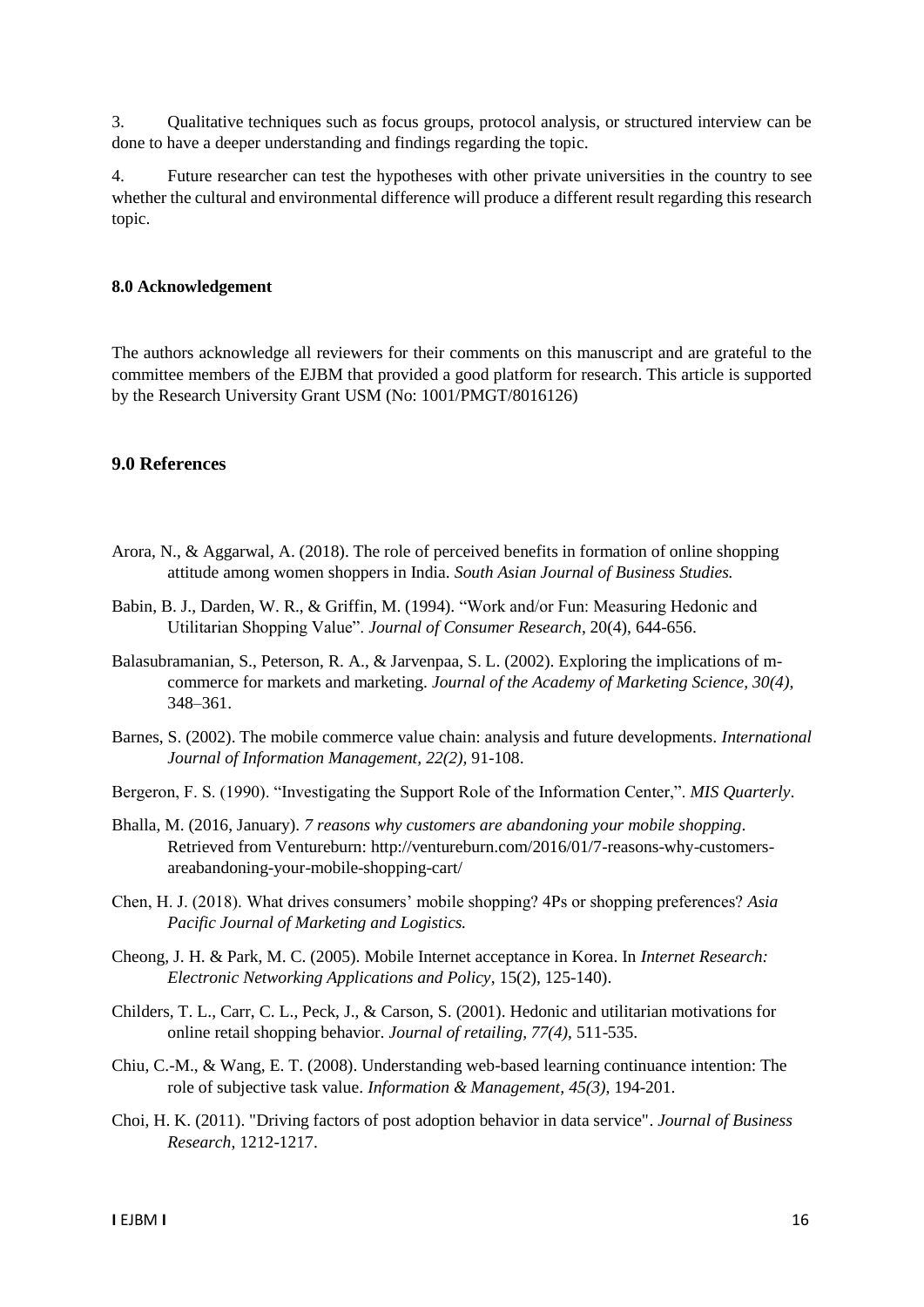3. Qualitative techniques such as focus groups, protocol analysis, or structured interview can be done to have a deeper understanding and findings regarding the topic.

4. Future researcher can test the hypotheses with other private universities in the country to see whether the cultural and environmental difference will produce a different result regarding this research topic.

### 8.0 Acknowledgement

The authors acknowledge all reviewers for their comments on this manuscript and are grateful to the committee members of the EJBM that provided a good platform for research. This article is supported by the Research University Grant USM (No: 1001/PMGT/8016126)

## 9.0 References

Arora, N., & Aggarwal, A. (2018). The role of perceived benefits in formation of online shopping attitude among women shoppers in India. *South Asian Journal of Business Studies.*

Babin, B. J., Darden, W. R., & Griffin, M. (1994). "Work and/or Fun: Measuring Hedonic and Utilitarian Shopping Value". *Journal of Consumer Research*, 20(4), 644-656.

Balasubramanian, S., Peterson, R. A., & Jarvenpaa, S. L. (2002). Exploring the implications of m-commerce for markets and marketing. *Journal of the Academy of Marketing Science, 30(4)*, 348–361.

Barnes, S. (2002). The mobile commerce value chain: analysis and future developments. *International Journal of Information Management, 22(2),* 91-108.

Bergeron, F. S. (1990). "Investigating the Support Role of the Information Center,". *MIS Quarterly*.

Bhalla, M. (2016, January). *7 reasons why customers are abandoning your mobile shopping*. Retrieved from Ventureburn: http://ventureburn.com/2016/01/7-reasons-why-customers-areabandoning-your-mobile-shopping-cart/

Chen, H. J. (2018). What drives consumers' mobile shopping? 4Ps or shopping preferences? *Asia Pacific Journal of Marketing and Logistics.*

Cheong, J. H. & Park, M. C. (2005). Mobile Internet acceptance in Korea. In *Internet Research: Electronic Networking Applications and Policy*, 15(2), 125-140).

Childers, T. L., Carr, C. L., Peck, J., & Carson, S. (2001). Hedonic and utilitarian motivations for online retail shopping behavior. *Journal of retailing, 77(4)*, 511-535.

Chiu, C.-M., & Wang, E. T. (2008). Understanding web-based learning continuance intention: The role of subjective task value. *Information & Management, 45(3)*, 194-201.

Choi, H. K. (2011). "Driving factors of post adoption behavior in data service". *Journal of Business Research*, 1212-1217.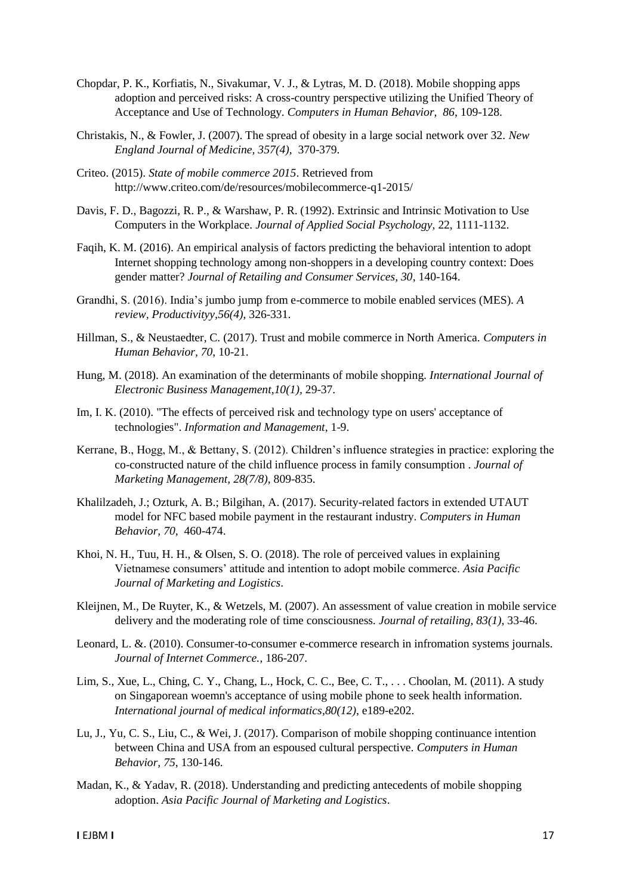Chopdar, P. K., Korfiatis, N., Sivakumar, V. J., & Lytras, M. D. (2018). Mobile shopping apps adoption and perceived risks: A cross-country perspective utilizing the Unified Theory of Acceptance and Use of Technology. *Computers in Human Behavior, 86*, 109-128.

Christakis, N., & Fowler, J. (2007). The spread of obesity in a large social network over 32. *New England Journal of Medicine, 357(4),* 370-379.

Criteo. (2015). *State of mobile commerce 2015*. Retrieved from http://www.criteo.com/de/resources/mobilecommerce-q1-2015/

Davis, F. D., Bagozzi, R. P., & Warshaw, P. R. (1992). Extrinsic and Intrinsic Motivation to Use Computers in the Workplace. *Journal of Applied Social Psychology*, 22, 1111-1132.

Faqih, K. M. (2016). An empirical analysis of factors predicting the behavioral intention to adopt Internet shopping technology among non-shoppers in a developing country context: Does gender matter? *Journal of Retailing and Consumer Services, 30*, 140-164.

Grandhi, S. (2016). India's jumbo jump from e-commerce to mobile enabled services (MES). *A review, Productivityy,56(4),* 326-331.

Hillman, S., & Neustaedter, C. (2017). Trust and mobile commerce in North America. *Computers in Human Behavior, 70*, 10-21.

Hung, M. (2018). An examination of the determinants of mobile shopping. *International Journal of Electronic Business Management,10(1),* 29-37.

Im, I. K. (2010). "The effects of perceived risk and technology type on users' acceptance of technologies". *Information and Management*, 1-9.

Kerrane, B., Hogg, M., & Bettany, S. (2012). Children's influence strategies in practice: exploring the co-constructed nature of the child influence process in family consumption . *Journal of Marketing Management, 28(7/8),* 809-835.

Khalilzadeh, J.; Ozturk, A. B.; Bilgihan, A. (2017). Security-related factors in extended UTAUT model for NFC based mobile payment in the restaurant industry. *Computers in Human Behavior, 70,* 460-474.

Khoi, N. H., Tuu, H. H., & Olsen, S. O. (2018). The role of perceived values in explaining Vietnamese consumers' attitude and intention to adopt mobile commerce. *Asia Pacific Journal of Marketing and Logistics*.

Kleijnen, M., De Ruyter, K., & Wetzels, M. (2007). An assessment of value creation in mobile service delivery and the moderating role of time consciousness. *Journal of retailing, 83(1)*, 33-46.

Leonard, L. &. (2010). Consumer-to-consumer e-commerce research in infromation systems journals. *Journal of Internet Commerce.*, 186-207.

Lim, S., Xue, L., Ching, C. Y., Chang, L., Hock, C. C., Bee, C. T., . . . Choolan, M. (2011). A study on Singaporean woemn's acceptance of using mobile phone to seek health information. *International journal of medical informatics,80(12)*, e189-e202.

Lu, J., Yu, C. S., Liu, C., & Wei, J. (2017). Comparison of mobile shopping continuance intention between China and USA from an espoused cultural perspective. *Computers in Human Behavior, 75*, 130-146.

Madan, K., & Yadav, R. (2018). Understanding and predicting antecedents of mobile shopping adoption. *Asia Pacific Journal of Marketing and Logistics*.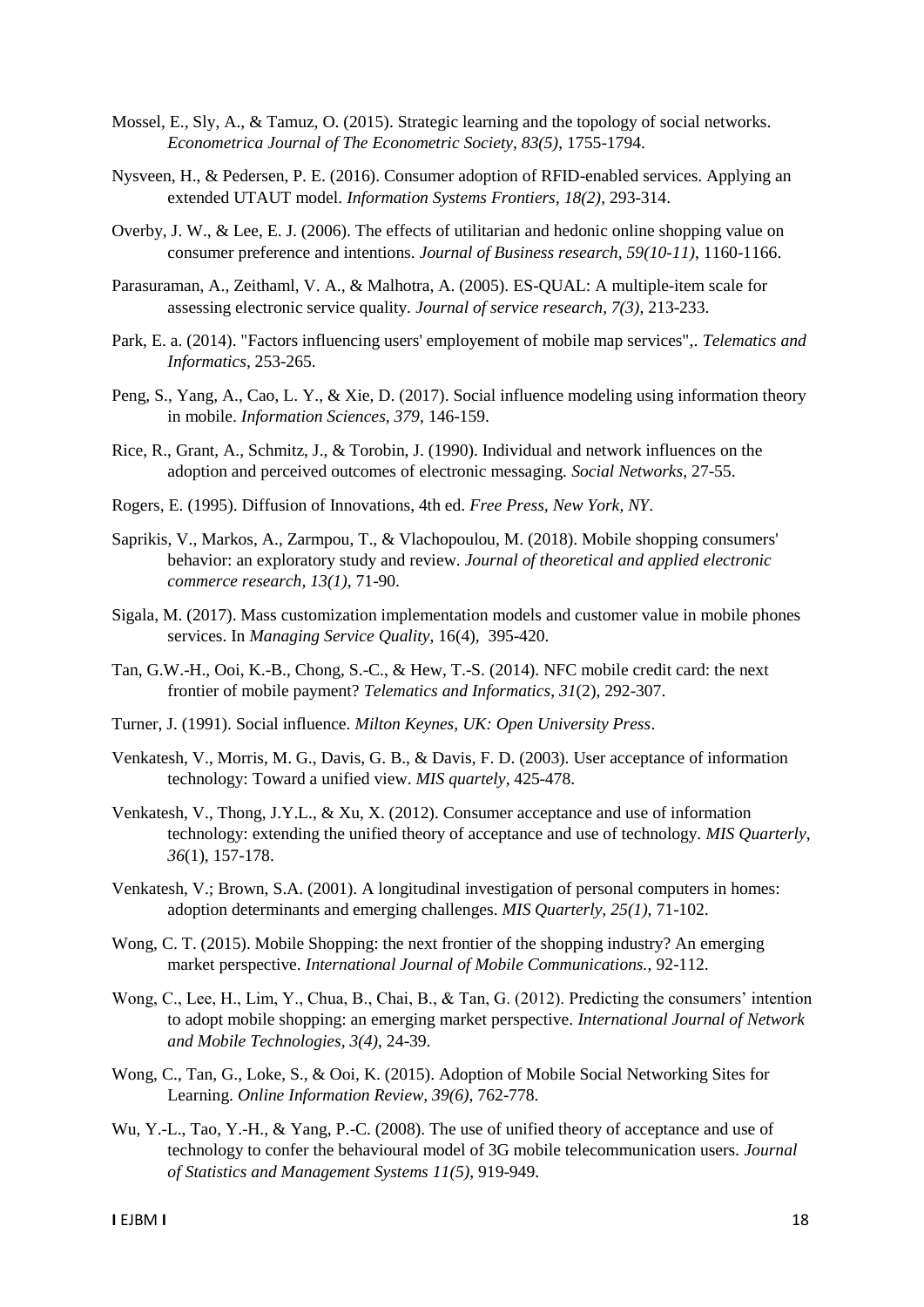Mossel, E., Sly, A., & Tamuz, O. (2015). Strategic learning and the topology of social networks. *Econometrica Journal of The Econometric Society, 83(5)*, 1755-1794.

Nysveen, H., & Pedersen, P. E. (2016). Consumer adoption of RFID-enabled services. Applying an extended UTAUT model. *Information Systems Frontiers, 18(2)*, 293-314.

Overby, J. W., & Lee, E. J. (2006). The effects of utilitarian and hedonic online shopping value on consumer preference and intentions. *Journal of Business research, 59(10-11)*, 1160-1166.

Parasuraman, A., Zeithaml, V. A., & Malhotra, A. (2005). ES-QUAL: A multiple-item scale for assessing electronic service quality. *Journal of service research, 7(3)*, 213-233.

Park, E. a. (2014). "Factors influencing users' employement of mobile map services",. *Telematics and Informatics*, 253-265.

Peng, S., Yang, A., Cao, L. Y., & Xie, D. (2017). Social influence modeling using information theory in mobile. *Information Sciences, 379*, 146-159.

Rice, R., Grant, A., Schmitz, J., & Torobin, J. (1990). Individual and network influences on the adoption and perceived outcomes of electronic messaging. *Social Networks*, 27-55.

Rogers, E. (1995). Diffusion of Innovations, 4th ed. *Free Press, New York, NY*.

Saprikis, V., Markos, A., Zarmpou, T., & Vlachopoulou, M. (2018). Mobile shopping consumers' behavior: an exploratory study and review. *Journal of theoretical and applied electronic commerce research, 13(1)*, 71-90.

Sigala, M. (2017). Mass customization implementation models and customer value in mobile phones services. In *Managing Service Quality*, 16(4), 395-420.

Tan, G.W.-H., Ooi, K.-B., Chong, S.-C., & Hew, T.-S. (2014). NFC mobile credit card: the next frontier of mobile payment? *Telematics and Informatics*, *31*(2), 292-307.

Turner, J. (1991). Social influence. *Milton Keynes, UK: Open University Press*.

Venkatesh, V., Morris, M. G., Davis, G. B., & Davis, F. D. (2003). User acceptance of information technology: Toward a unified view. *MIS quartely*, 425-478.

Venkatesh, V., Thong, J.Y.L., & Xu, X. (2012). Consumer acceptance and use of information technology: extending the unified theory of acceptance and use of technology. *MIS Quarterly*, *36*(1), 157-178.

Venkatesh, V.; Brown, S.A. (2001). A longitudinal investigation of personal computers in homes: adoption determinants and emerging challenges. *MIS Quarterly, 25(1)*, 71-102.

Wong, C. T. (2015). Mobile Shopping: the next frontier of the shopping industry? An emerging market perspective. *International Journal of Mobile Communications.*, 92-112.

Wong, C., Lee, H., Lim, Y., Chua, B., Chai, B., & Tan, G. (2012). Predicting the consumers' intention to adopt mobile shopping: an emerging market perspective. *International Journal of Network and Mobile Technologies, 3(4)*, 24-39.

Wong, C., Tan, G., Loke, S., & Ooi, K. (2015). Adoption of Mobile Social Networking Sites for Learning. *Online Information Review, 39(6)*, 762-778.

Wu, Y.-L., Tao, Y.-H., & Yang, P.-C. (2008). The use of unified theory of acceptance and use of technology to confer the behavioural model of 3G mobile telecommunication users. *Journal of Statistics and Management Systems 11(5)*, 919-949.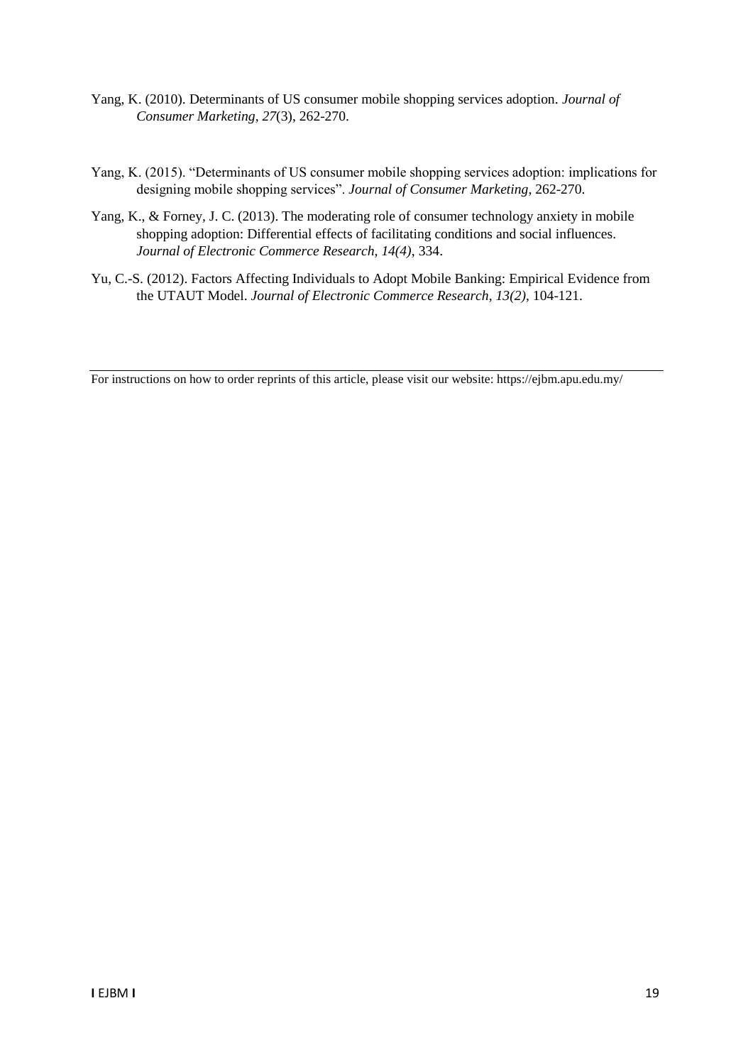Yang, K. (2010). Determinants of US consumer mobile shopping services adoption. *Journal of Consumer Marketing, 27*(3), 262-270.

Yang, K. (2015). "Determinants of US consumer mobile shopping services adoption: implications for designing mobile shopping services". *Journal of Consumer Marketing*, 262-270.

Yang, K., & Forney, J. C. (2013). The moderating role of consumer technology anxiety in mobile shopping adoption: Differential effects of facilitating conditions and social influences. *Journal of Electronic Commerce Research, 14(4)*, 334.

Yu, C.-S. (2012). Factors Affecting Individuals to Adopt Mobile Banking: Empirical Evidence from the UTAUT Model. *Journal of Electronic Commerce Research, 13(2)*, 104-121.

---

For instructions on how to order reprints of this article, please visit our website: https://ejbm.apu.edu.my/